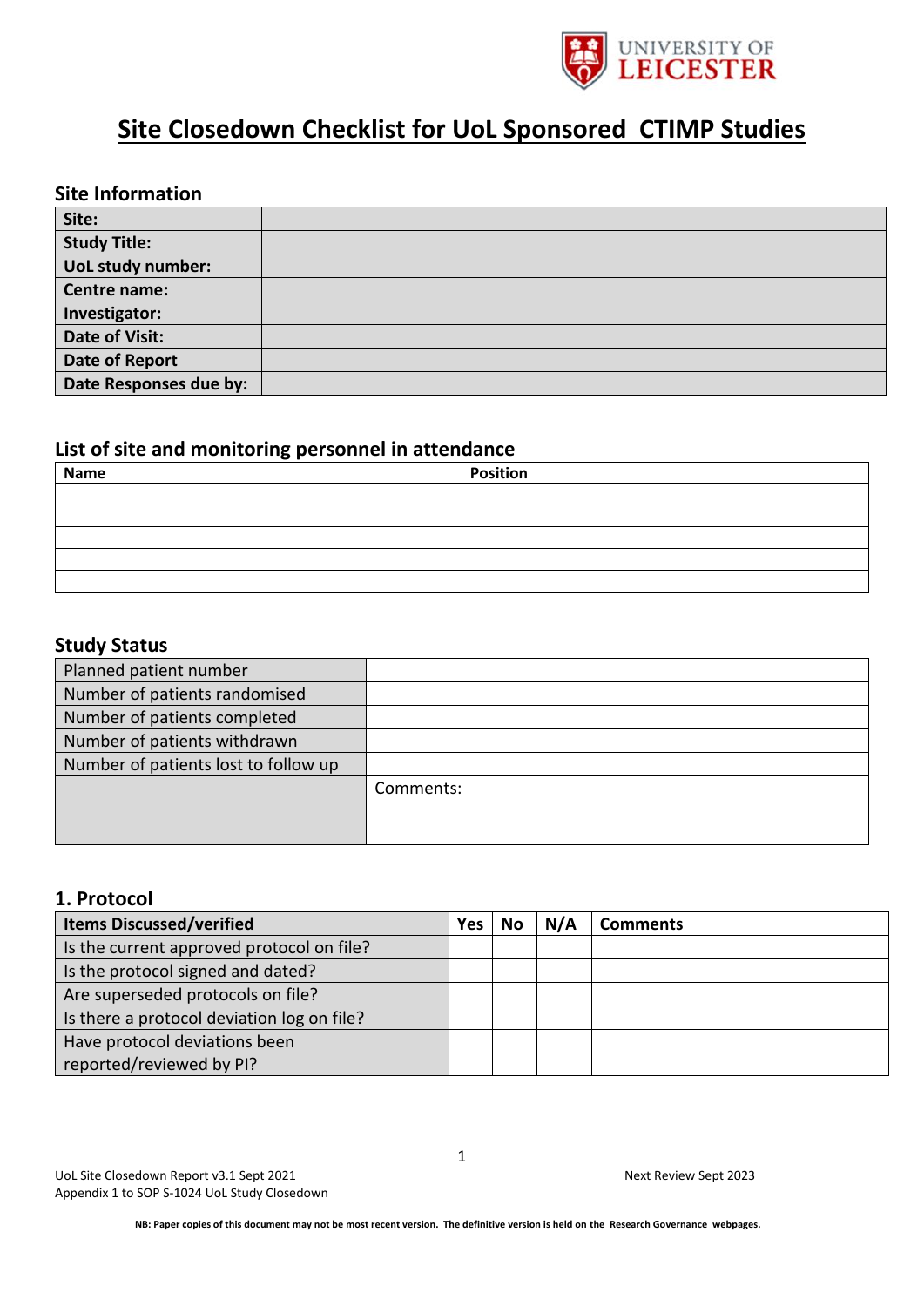# Site Closedown Checklist for UoL Sponsored CTIMP Studies

## Site Information

| | |
|---|---|
| **Site:** | |
| **Study Title:** | |
| **UoL study number:** | |
| **Centre name:** | |
| **Investigator:** | |
| **Date of Visit:** | |
| **Date of Report** | |
| **Date Responses due by:** | |

## List of site and monitoring personnel in attendance

| Name | Position |
|---|---|
| | |
| | |
| | |
| | |
| | |

## Study Status

| | |
|---|---|
| Planned patient number | |
| Number of patients randomised | |
| Number of patients completed | |
| Number of patients withdrawn | |
| Number of patients lost to follow up | |
| | Comments: |

## 1. Protocol

| Items Discussed/verified | Yes | No | N/A | Comments |
|---|---|---|---|---|
| Is the current approved protocol on file? | | | | |
| Is the protocol signed and dated? | | | | |
| Are superseded protocols on file? | | | | |
| Is there a protocol deviation log on file? | | | | |
| Have protocol deviations been reported/reviewed by PI? | | | | |

UoL Site Closedown Report v3.1 Sept 2021
Appendix 1 to SOP S-1024 UoL Study Closedown

Next Review Sept 2023

NB: Paper copies of this document may not be most recent version. The definitive version is held on the Research Governance webpages.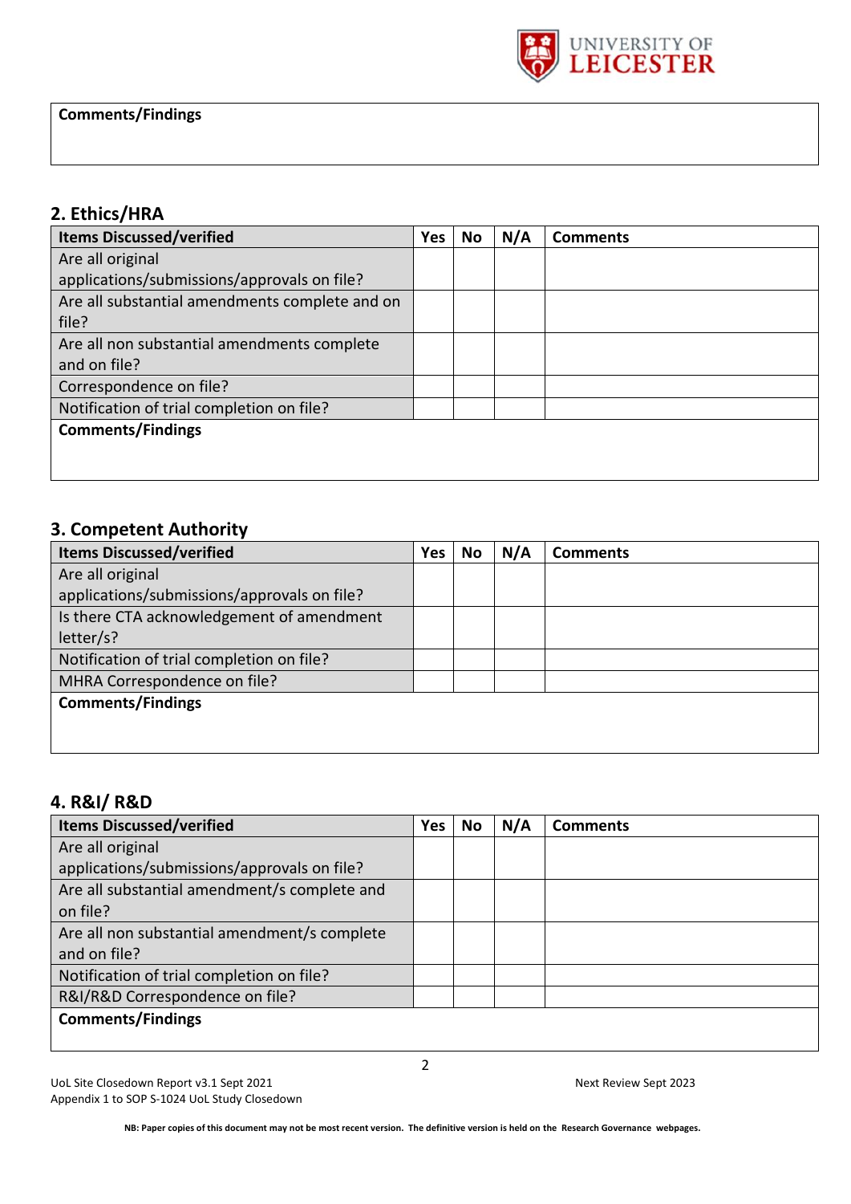**Comments/Findings**

## 2. Ethics/HRA

| Items Discussed/verified | Yes | No | N/A | Comments |
|---|---|---|---|---|
| Are all original applications/submissions/approvals on file? | | | | |
| Are all substantial amendments complete and on file? | | | | |
| Are all non substantial amendments complete and on file? | | | | |
| Correspondence on file? | | | | |
| Notification of trial completion on file? | | | | |

**Comments/Findings**

## 3. Competent Authority

| Items Discussed/verified | Yes | No | N/A | Comments |
|---|---|---|---|---|
| Are all original applications/submissions/approvals on file? | | | | |
| Is there CTA acknowledgement of amendment letter/s? | | | | |
| Notification of trial completion on file? | | | | |
| MHRA Correspondence on file? | | | | |

**Comments/Findings**

## 4. R&I/ R&D

| Items Discussed/verified | Yes | No | N/A | Comments |
|---|---|---|---|---|
| Are all original applications/submissions/approvals on file? | | | | |
| Are all substantial amendment/s complete and on file? | | | | |
| Are all non substantial amendment/s complete and on file? | | | | |
| Notification of trial completion on file? | | | | |
| R&I/R&D Correspondence on file? | | | | |

**Comments/Findings**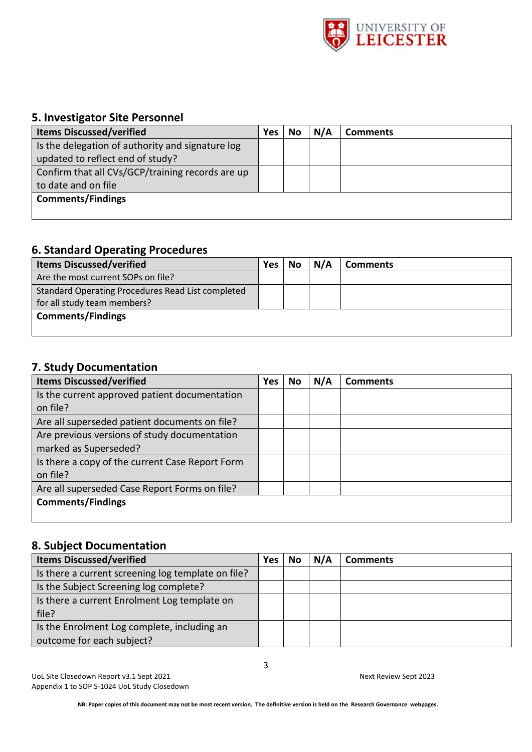## 5. Investigator Site Personnel

| Items Discussed/verified | Yes | No | N/A | Comments |
|---|---|---|---|---|
| Is the delegation of authority and signature log updated to reflect end of study? | | | | |
| Confirm that all CVs/GCP/training records are up to date and on file | | | | |
| **Comments/Findings** | | | | |

## 6. Standard Operating Procedures

| Items Discussed/verified | Yes | No | N/A | Comments |
|---|---|---|---|---|
| Are the most current SOPs on file? | | | | |
| Standard Operating Procedures Read List completed for all study team members? | | | | |
| **Comments/Findings** | | | | |

## 7. Study Documentation

| Items Discussed/verified | Yes | No | N/A | Comments |
|---|---|---|---|---|
| Is the current approved patient documentation on file? | | | | |
| Are all superseded patient documents on file? | | | | |
| Are previous versions of study documentation marked as Superseded? | | | | |
| Is there a copy of the current Case Report Form on file? | | | | |
| Are all superseded Case Report Forms on file? | | | | |
| **Comments/Findings** | | | | |

## 8. Subject Documentation

| Items Discussed/verified | Yes | No | N/A | Comments |
|---|---|---|---|---|
| Is there a current screening log template on file? | | | | |
| Is the Subject Screening log complete? | | | | |
| Is there a current Enrolment Log template on file? | | | | |
| Is the Enrolment Log complete, including an outcome for each subject? | | | | |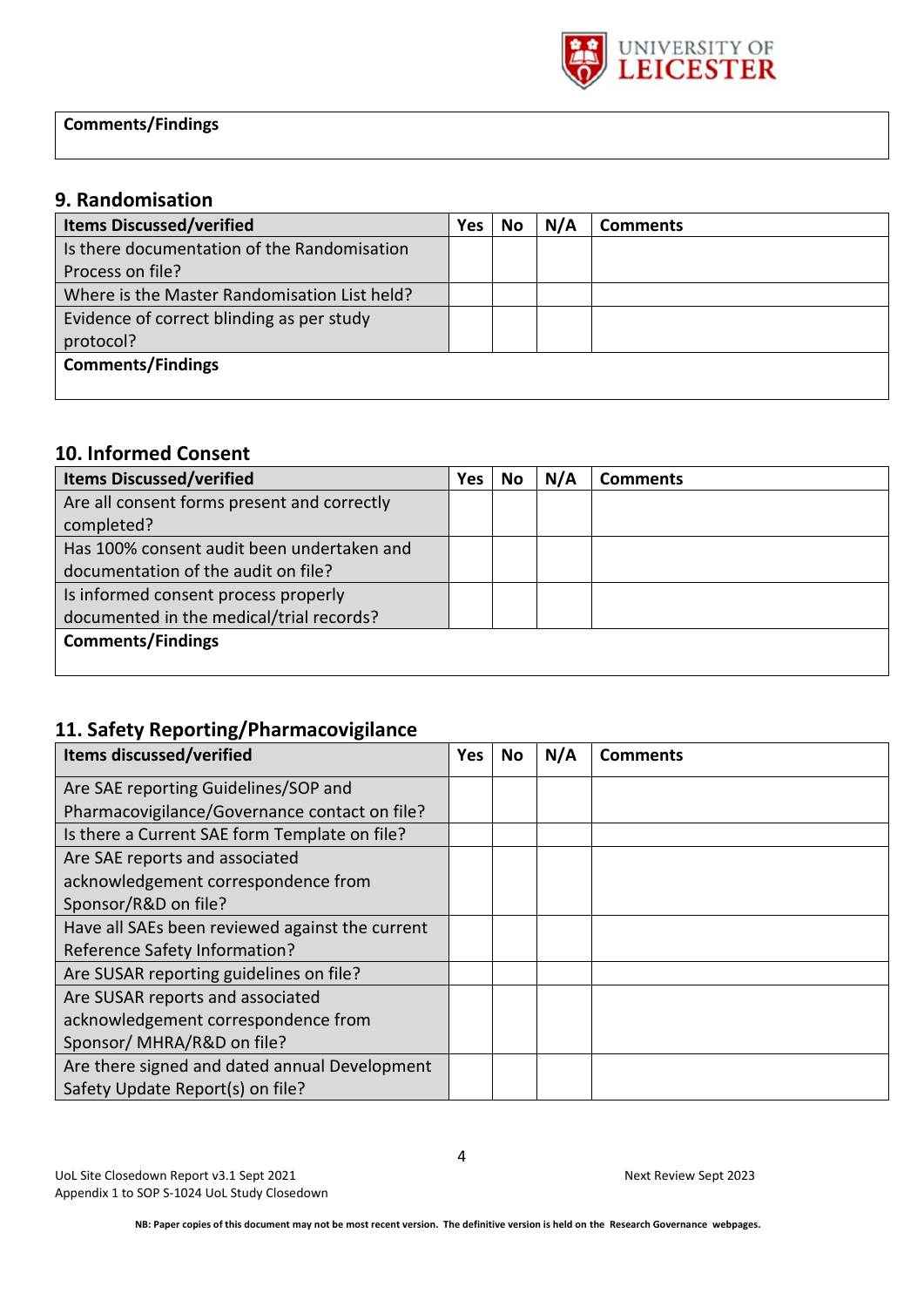**Comments/Findings**

## 9. Randomisation

| Items Discussed/verified | Yes | No | N/A | Comments |
|---|---|---|---|---|
| Is there documentation of the Randomisation Process on file? | | | | |
| Where is the Master Randomisation List held? | | | | |
| Evidence of correct blinding as per study protocol? | | | | |

**Comments/Findings**

## 10. Informed Consent

| Items Discussed/verified | Yes | No | N/A | Comments |
|---|---|---|---|---|
| Are all consent forms present and correctly completed? | | | | |
| Has 100% consent audit been undertaken and documentation of the audit on file? | | | | |
| Is informed consent process properly documented in the medical/trial records? | | | | |

**Comments/Findings**

## 11. Safety Reporting/Pharmacovigilance

| Items discussed/verified | Yes | No | N/A | Comments |
|---|---|---|---|---|
| Are SAE reporting Guidelines/SOP and Pharmacovigilance/Governance contact on file? | | | | |
| Is there a Current SAE form Template on file? | | | | |
| Are SAE reports and associated acknowledgement correspondence from Sponsor/R&D on file? | | | | |
| Have all SAEs been reviewed against the current Reference Safety Information? | | | | |
| Are SUSAR reporting guidelines on file? | | | | |
| Are SUSAR reports and associated acknowledgement correspondence from Sponsor/ MHRA/R&D on file? | | | | |
| Are there signed and dated annual Development Safety Update Report(s) on file? | | | | |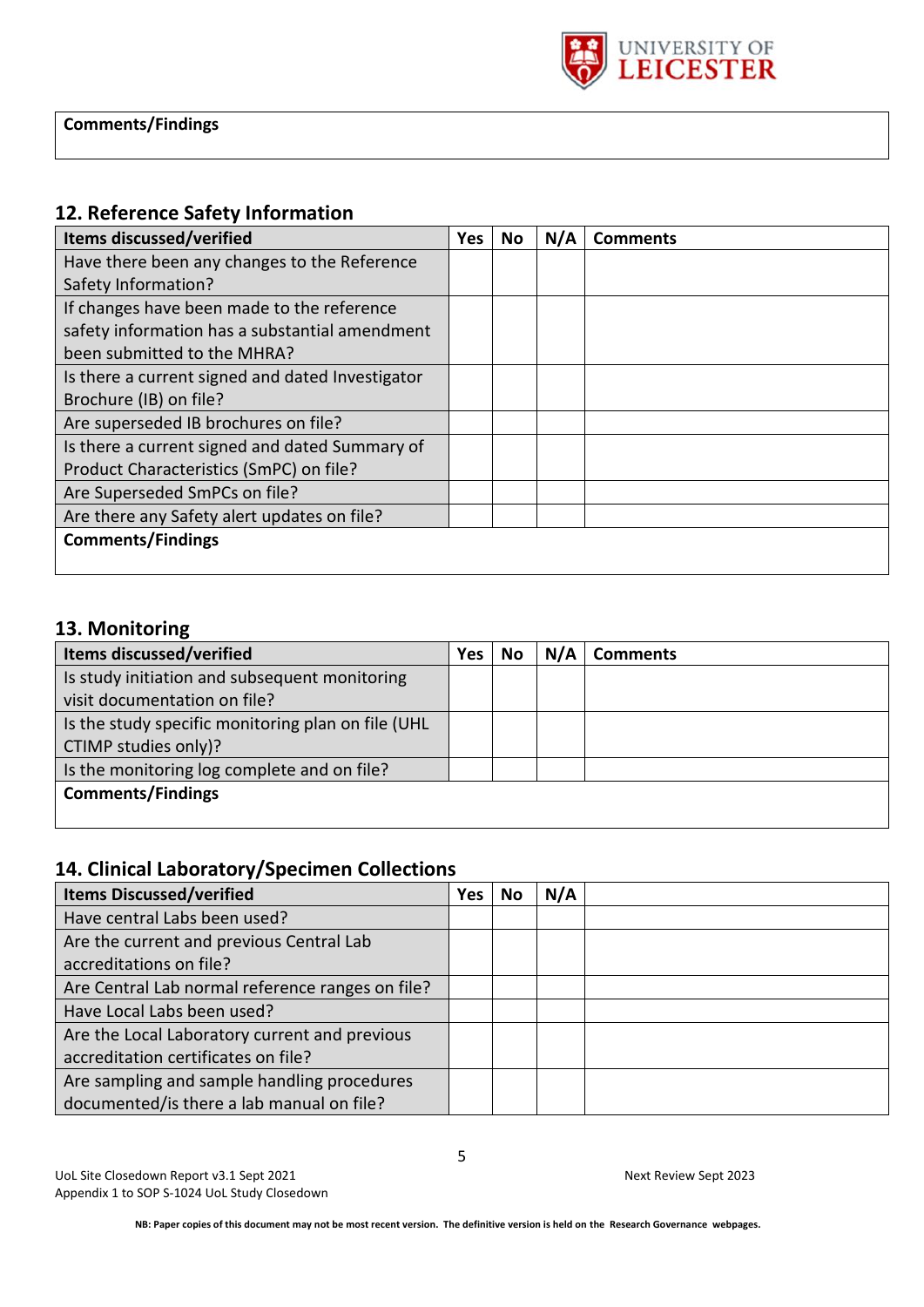| Comments/Findings |
|---|
| |

## 12. Reference Safety Information

| Items discussed/verified | Yes | No | N/A | Comments |
|---|---|---|---|---|
| Have there been any changes to the Reference Safety Information? | | | | |
| If changes have been made to the reference safety information has a substantial amendment been submitted to the MHRA? | | | | |
| Is there a current signed and dated Investigator Brochure (IB) on file? | | | | |
| Are superseded IB brochures on file? | | | | |
| Is there a current signed and dated Summary of Product Characteristics (SmPC) on file? | | | | |
| Are Superseded SmPCs on file? | | | | |
| Are there any Safety alert updates on file? | | | | |
| **Comments/Findings** | | | | |

## 13. Monitoring

| Items discussed/verified | Yes | No | N/A | Comments |
|---|---|---|---|---|
| Is study initiation and subsequent monitoring visit documentation on file? | | | | |
| Is the study specific monitoring plan on file (UHL CTIMP studies only)? | | | | |
| Is the monitoring log complete and on file? | | | | |
| **Comments/Findings** | | | | |

## 14. Clinical Laboratory/Specimen Collections

| Items Discussed/verified | Yes | No | N/A | |
|---|---|---|---|---|
| Have central Labs been used? | | | | |
| Are the current and previous Central Lab accreditations on file? | | | | |
| Are Central Lab normal reference ranges on file? | | | | |
| Have Local Labs been used? | | | | |
| Are the Local Laboratory current and previous accreditation certificates on file? | | | | |
| Are sampling and sample handling procedures documented/is there a lab manual on file? | | | | |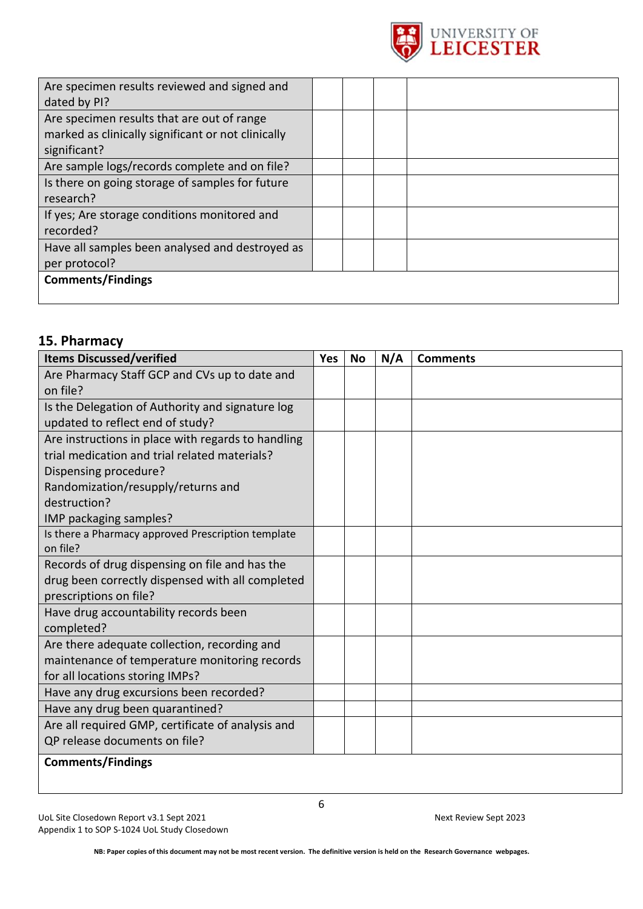| | | | | |
|---|---|---|---|---|
| Are specimen results reviewed and signed and dated by PI? | | | | |
| Are specimen results that are out of range marked as clinically significant or not clinically significant? | | | | |
| Are sample logs/records complete and on file? | | | | |
| Is there on going storage of samples for future research? | | | | |
| If yes; Are storage conditions monitored and recorded? | | | | |
| Have all samples been analysed and destroyed as per protocol? | | | | |
| **Comments/Findings** | | | | |

## 15. Pharmacy

| Items Discussed/verified | Yes | No | N/A | Comments |
|---|---|---|---|---|
| Are Pharmacy Staff GCP and CVs up to date and on file? | | | | |
| Is the Delegation of Authority and signature log updated to reflect end of study? | | | | |
| Are instructions in place with regards to handling trial medication and trial related materials? Dispensing procedure? Randomization/resupply/returns and destruction? IMP packaging samples? | | | | |
| Is there a Pharmacy approved Prescription template on file? | | | | |
| Records of drug dispensing on file and has the drug been correctly dispensed with all completed prescriptions on file? | | | | |
| Have drug accountability records been completed? | | | | |
| Are there adequate collection, recording and maintenance of temperature monitoring records for all locations storing IMPs? | | | | |
| Have any drug excursions been recorded? | | | | |
| Have any drug been quarantined? | | | | |
| Are all required GMP, certificate of analysis and QP release documents on file? | | | | |
| **Comments/Findings** | | | | |

UoL Site Closedown Report v3.1 Sept 2021
Appendix 1 to SOP S-1024 UoL Study Closedown

Next Review Sept 2023

**NB: Paper copies of this document may not be most recent version. The definitive version is held on the Research Governance webpages.**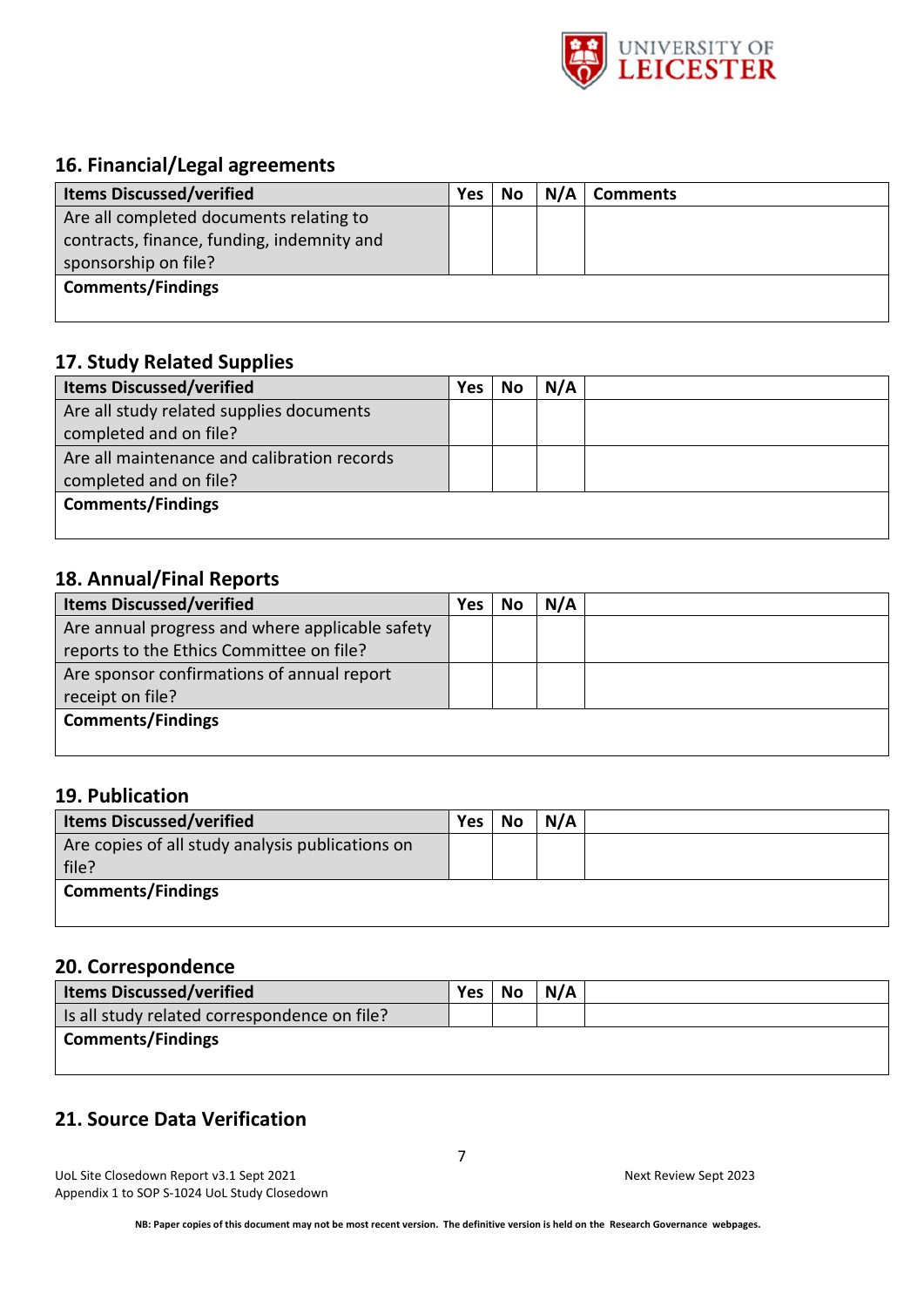## 16. Financial/Legal agreements

| Items Discussed/verified | Yes | No | N/A | Comments |
|---|---|---|---|---|
| Are all completed documents relating to contracts, finance, funding, indemnity and sponsorship on file? | | | | |
| **Comments/Findings** | | | | |

## 17. Study Related Supplies

| Items Discussed/verified | Yes | No | N/A | |
|---|---|---|---|---|
| Are all study related supplies documents completed and on file? | | | | |
| Are all maintenance and calibration records completed and on file? | | | | |
| **Comments/Findings** | | | | |

## 18. Annual/Final Reports

| Items Discussed/verified | Yes | No | N/A | |
|---|---|---|---|---|
| Are annual progress and where applicable safety reports to the Ethics Committee on file? | | | | |
| Are sponsor confirmations of annual report receipt on file? | | | | |
| **Comments/Findings** | | | | |

## 19. Publication

| Items Discussed/verified | Yes | No | N/A | |
|---|---|---|---|---|
| Are copies of all study analysis publications on file? | | | | |
| **Comments/Findings** | | | | |

## 20. Correspondence

| Items Discussed/verified | Yes | No | N/A | |
|---|---|---|---|---|
| Is all study related correspondence on file? | | | | |
| **Comments/Findings** | | | | |

## 21. Source Data Verification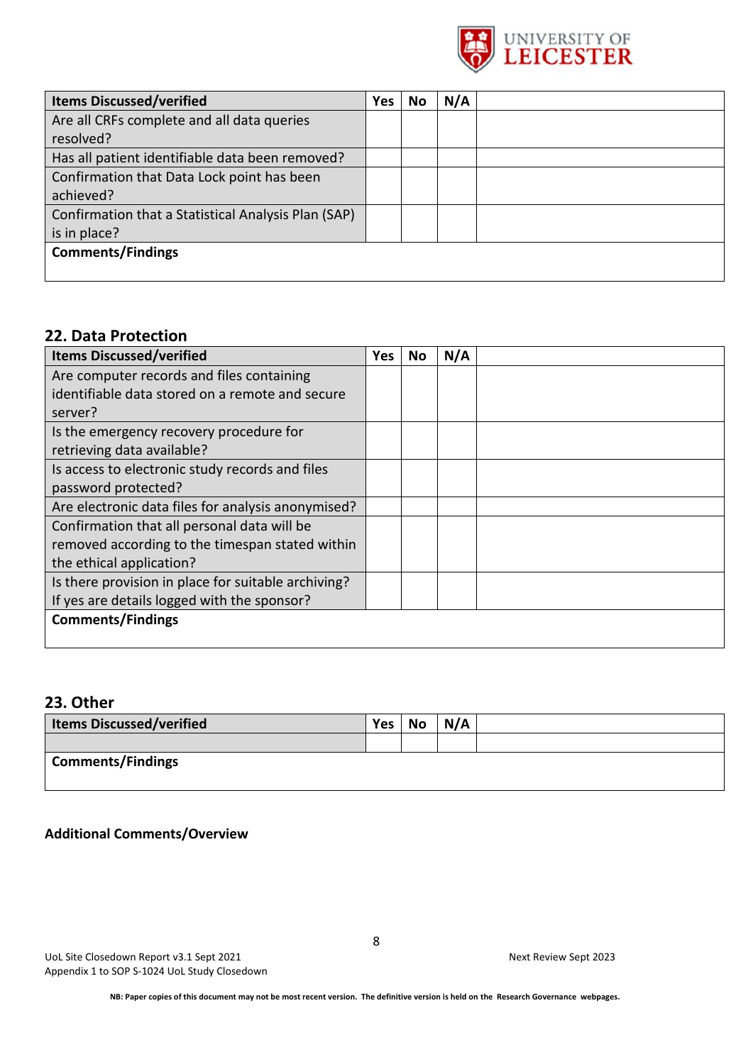| Items Discussed/verified | Yes | No | N/A | |
|---|---|---|---|---|
| Are all CRFs complete and all data queries resolved? | | | | |
| Has all patient identifiable data been removed? | | | | |
| Confirmation that Data Lock point has been achieved? | | | | |
| Confirmation that a Statistical Analysis Plan (SAP) is in place? | | | | |
| **Comments/Findings** | | | | |

## 22. Data Protection

| Items Discussed/verified | Yes | No | N/A | |
|---|---|---|---|---|
| Are computer records and files containing identifiable data stored on a remote and secure server? | | | | |
| Is the emergency recovery procedure for retrieving data available? | | | | |
| Is access to electronic study records and files password protected? | | | | |
| Are electronic data files for analysis anonymised? | | | | |
| Confirmation that all personal data will be removed according to the timespan stated within the ethical application? | | | | |
| Is there provision in place for suitable archiving? If yes are details logged with the sponsor? | | | | |
| **Comments/Findings** | | | | |

## 23. Other

| Items Discussed/verified | Yes | No | N/A | |
|---|---|---|---|---|
| | | | | |
| **Comments/Findings** | | | | |

**Additional Comments/Overview**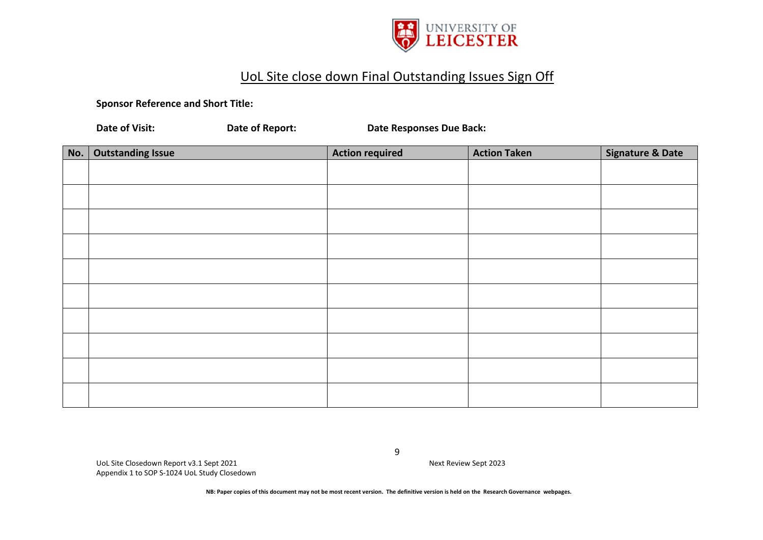# UoL Site close down Final Outstanding Issues Sign Off

**Sponsor Reference and Short Title:**

**Date of Visit:** **Date of Report:** **Date Responses Due Back:**

| No. | Outstanding Issue | Action required | Action Taken | Signature & Date |
|---|---|---|---|---|
| | | | | |
| | | | | |
| | | | | |
| | | | | |
| | | | | |
| | | | | |
| | | | | |
| | | | | |
| | | | | |
| | | | | |

UoL Site Closedown Report v3.1 Sept 2021 Next Review Sept 2023
Appendix 1 to SOP S-1024 UoL Study Closedown

**NB: Paper copies of this document may not be most recent version. The definitive version is held on the Research Governance webpages.**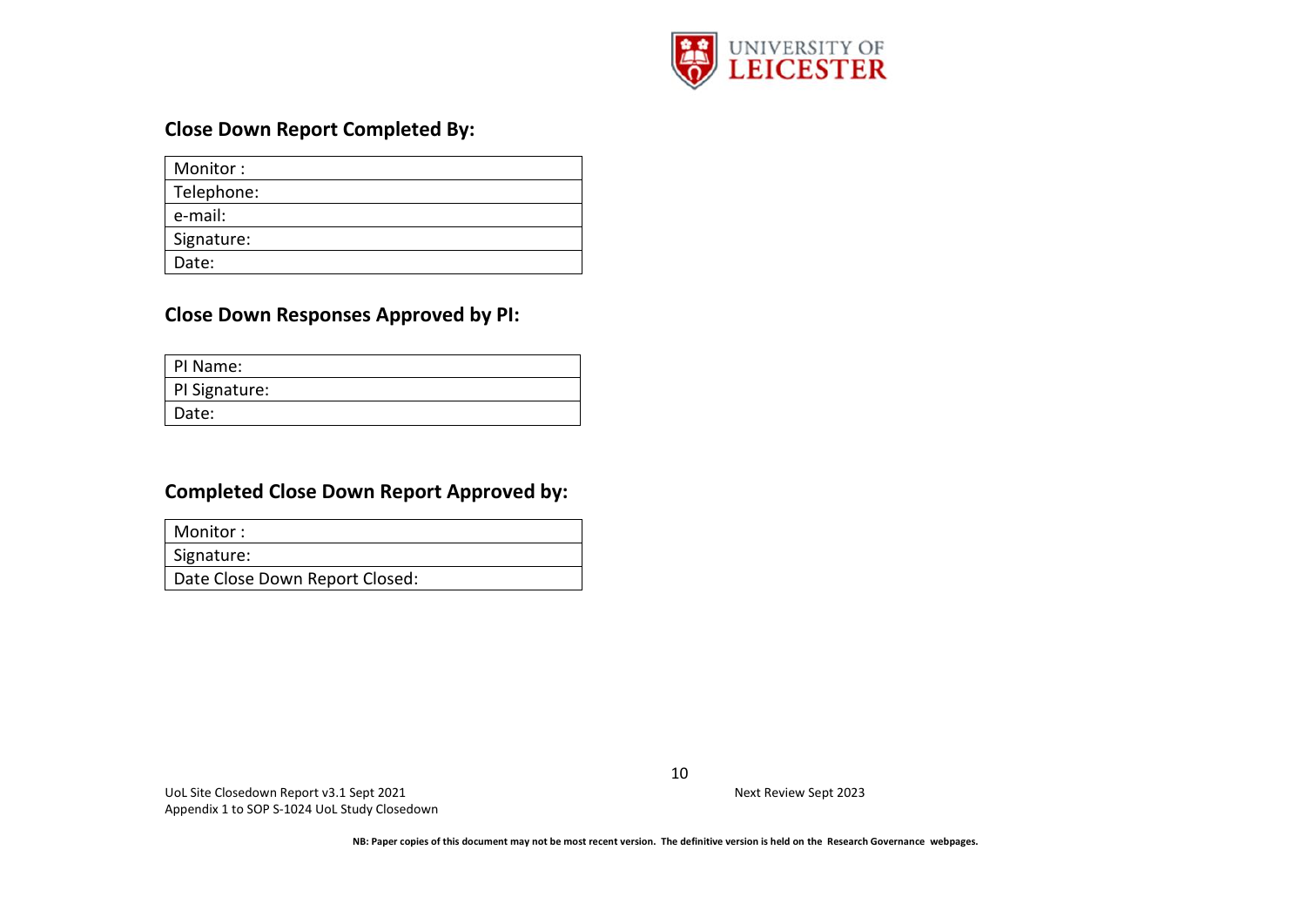## Close Down Report Completed By:

| |
|---|
| Monitor : |
| Telephone: |
| e-mail: |
| Signature: |
| Date: |

## Close Down Responses Approved by PI:

| |
|---|
| PI Name: |
| PI Signature: |
| Date: |

## Completed Close Down Report Approved by:

| |
|---|
| Monitor : |
| Signature: |
| Date Close Down Report Closed: |

UoL Site Closedown Report v3.1 Sept 2021 Next Review Sept 2023
Appendix 1 to SOP S-1024 UoL Study Closedown

**NB: Paper copies of this document may not be most recent version. The definitive version is held on the Research Governance webpages.**